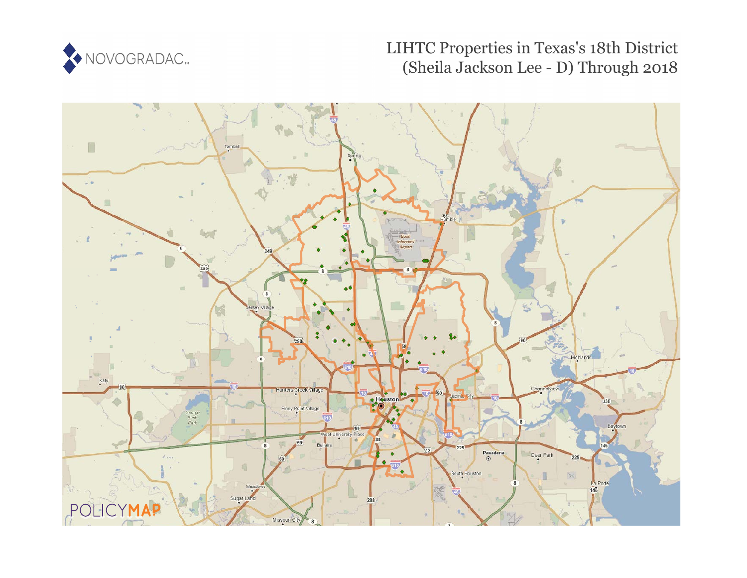NOVOGRADAC

# LIHTC Properties in Texas's 18th District (Sheila Jackson Lee - D) Through 2018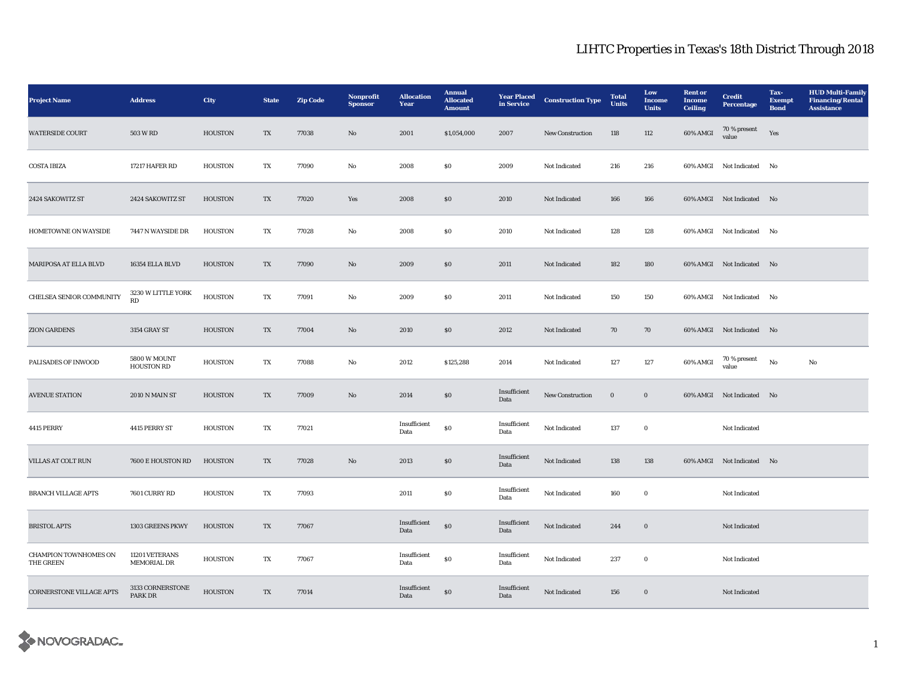# LIHTC Properties in Texas's 18th District Through 2018

| Project Name | Address | City | State | Zip Code | Nonprofit Sponsor | Allocation Year | Annual Allocated Amount | Year Placed in Service | Construction Type | Total Units | Low Income Units | Rent or Income Ceiling | Credit Percentage | Tax-Exempt Bond | HUD Multi-Family Financing/Rental Assistance |
|---|---|---|---|---|---|---|---|---|---|---|---|---|---|---|---|
| WATERSIDE COURT | 503 W RD | HOUSTON | TX | 77038 | No | 2001 | $1,054,000 | 2007 | New Construction | 118 | 112 | 60% AMGI | 70 % present value | Yes | |
| COSTA IBIZA | 17217 HAFER RD | HOUSTON | TX | 77090 | No | 2008 | $0 | 2009 | Not Indicated | 216 | 216 | 60% AMGI | Not Indicated | No | |
| 2424 SAKOWITZ ST | 2424 SAKOWITZ ST | HOUSTON | TX | 77020 | Yes | 2008 | $0 | 2010 | Not Indicated | 166 | 166 | 60% AMGI | Not Indicated | No | |
| HOMETOWNE ON WAYSIDE | 7447 N WAYSIDE DR | HOUSTON | TX | 77028 | No | 2008 | $0 | 2010 | Not Indicated | 128 | 128 | 60% AMGI | Not Indicated | No | |
| MARIPOSA AT ELLA BLVD | 16354 ELLA BLVD | HOUSTON | TX | 77090 | No | 2009 | $0 | 2011 | Not Indicated | 182 | 180 | 60% AMGI | Not Indicated | No | |
| CHELSEA SENIOR COMMUNITY | 3230 W LITTLE YORK RD | HOUSTON | TX | 77091 | No | 2009 | $0 | 2011 | Not Indicated | 150 | 150 | 60% AMGI | Not Indicated | No | |
| ZION GARDENS | 3154 GRAY ST | HOUSTON | TX | 77004 | No | 2010 | $0 | 2012 | Not Indicated | 70 | 70 | 60% AMGI | Not Indicated | No | |
| PALISADES OF INWOOD | 5800 W MOUNT HOUSTON RD | HOUSTON | TX | 77088 | No | 2012 | $125,288 | 2014 | Not Indicated | 127 | 127 | 60% AMGI | 70 % present value | No | No |
| AVENUE STATION | 2010 N MAIN ST | HOUSTON | TX | 77009 | No | 2014 | $0 | Insufficient Data | New Construction | 0 | 0 | 60% AMGI | Not Indicated | No | |
| 4415 PERRY | 4415 PERRY ST | HOUSTON | TX | 77021 | | Insufficient Data | $0 | Insufficient Data | Not Indicated | 137 | 0 | | Not Indicated | | |
| VILLAS AT COLT RUN | 7600 E HOUSTON RD | HOUSTON | TX | 77028 | No | 2013 | $0 | Insufficient Data | Not Indicated | 138 | 138 | 60% AMGI | Not Indicated | No | |
| BRANCH VILLAGE APTS | 7601 CURRY RD | HOUSTON | TX | 77093 | | 2011 | $0 | Insufficient Data | Not Indicated | 160 | 0 | | Not Indicated | | |
| BRISTOL APTS | 1303 GREENS PKWY | HOUSTON | TX | 77067 | | Insufficient Data | $0 | Insufficient Data | Not Indicated | 244 | 0 | | Not Indicated | | |
| CHAMPION TOWNHOMES ON THE GREEN | 11201 VETERANS MEMORIAL DR | HOUSTON | TX | 77067 | | Insufficient Data | $0 | Insufficient Data | Not Indicated | 237 | 0 | | Not Indicated | | |
| CORNERSTONE VILLAGE APTS | 3133 CORNERSTONE PARK DR | HOUSTON | TX | 77014 | | Insufficient Data | $0 | Insufficient Data | Not Indicated | 156 | 0 | | Not Indicated | | |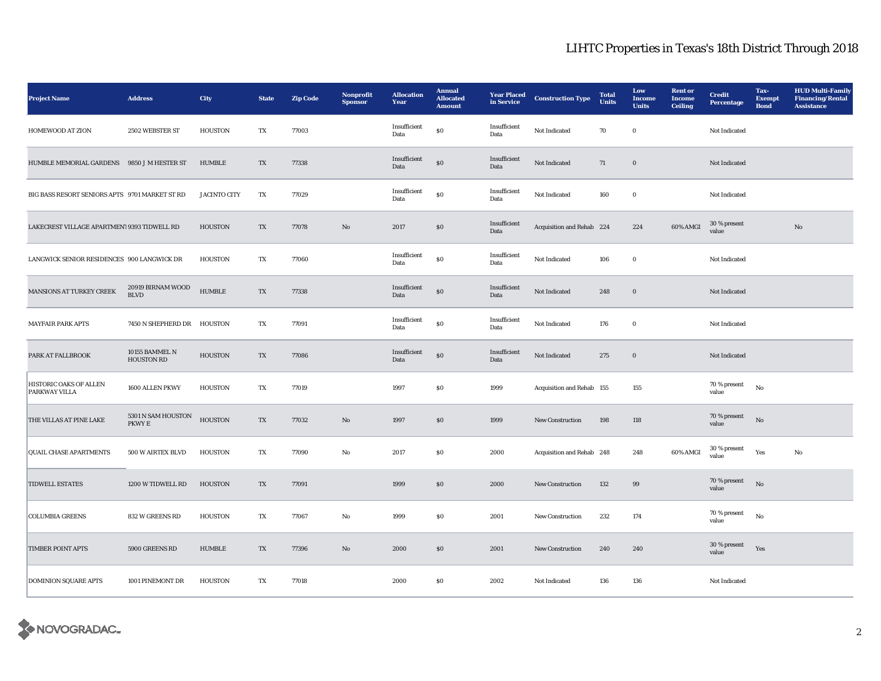# LIHTC Properties in Texas's 18th District Through 2018

| Project Name | Address | City | State | Zip Code | Nonprofit Sponsor | Allocation Year | Annual Allocated Amount | Year Placed in Service | Construction Type | Total Units | Low Income Units | Rent or Income Ceiling | Credit Percentage | Tax-Exempt Bond | HUD Multi-Family Financing/Rental Assistance |
|---|---|---|---|---|---|---|---|---|---|---|---|---|---|---|---|
| HOMEWOOD AT ZION | 2502 WEBSTER ST | HOUSTON | TX | 77003 | | Insufficient Data | $0 | Insufficient Data | Not Indicated | 70 | 0 | | Not Indicated | | |
| HUMBLE MEMORIAL GARDENS | 9850 J M HESTER ST | HUMBLE | TX | 77338 | | Insufficient Data | $0 | Insufficient Data | Not Indicated | 71 | 0 | | Not Indicated | | |
| BIG BASS RESORT SENIORS APTS | 9701 MARKET ST RD | JACINTO CITY | TX | 77029 | | Insufficient Data | $0 | Insufficient Data | Not Indicated | 160 | 0 | | Not Indicated | | |
| LAKECREST VILLAGE APARTMENTS | 9393 TIDWELL RD | HOUSTON | TX | 77078 | No | 2017 | $0 | Insufficient Data | Acquisition and Rehab | 224 | 224 | 60% AMGI | 30 % present value | | No |
| LANGWICK SENIOR RESIDENCES | 900 LANGWICK DR | HOUSTON | TX | 77060 | | Insufficient Data | $0 | Insufficient Data | Not Indicated | 106 | 0 | | Not Indicated | | |
| MANSIONS AT TURKEY CREEK | 20919 BIRNAM WOOD BLVD | HUMBLE | TX | 77338 | | Insufficient Data | $0 | Insufficient Data | Not Indicated | 248 | 0 | | Not Indicated | | |
| MAYFAIR PARK APTS | 7450 N SHEPHERD DR | HOUSTON | TX | 77091 | | Insufficient Data | $0 | Insufficient Data | Not Indicated | 176 | 0 | | Not Indicated | | |
| PARK AT FALLBROOK | 10155 BAMMEL N HOUSTON RD | HOUSTON | TX | 77086 | | Insufficient Data | $0 | Insufficient Data | Not Indicated | 275 | 0 | | Not Indicated | | |
| HISTORIC OAKS OF ALLEN PARKWAY VILLA | 1600 ALLEN PKWY | HOUSTON | TX | 77019 | | 1997 | $0 | 1999 | Acquisition and Rehab | 155 | 155 | | 70 % present value | No | |
| THE VILLAS AT PINE LAKE | 5301 N SAM HOUSTON PKWY E | HOUSTON | TX | 77032 | No | 1997 | $0 | 1999 | New Construction | 198 | 118 | | 70 % present value | No | |
| QUAIL CHASE APARTMENTS | 500 W AIRTEX BLVD | HOUSTON | TX | 77090 | No | 2017 | $0 | 2000 | Acquisition and Rehab | 248 | 248 | 60% AMGI | 30 % present value | Yes | No |
| TIDWELL ESTATES | 1200 W TIDWELL RD | HOUSTON | TX | 77091 | | 1999 | $0 | 2000 | New Construction | 132 | 99 | | 70 % present value | No | |
| COLUMBIA GREENS | 832 W GREENS RD | HOUSTON | TX | 77067 | No | 1999 | $0 | 2001 | New Construction | 232 | 174 | | 70 % present value | No | |
| TIMBER POINT APTS | 5900 GREENS RD | HUMBLE | TX | 77396 | No | 2000 | $0 | 2001 | New Construction | 240 | 240 | | 30 % present value | Yes | |
| DOMINION SQUARE APTS | 1001 PINEMONT DR | HOUSTON | TX | 77018 | | 2000 | $0 | 2002 | Not Indicated | 136 | 136 | | Not Indicated | | |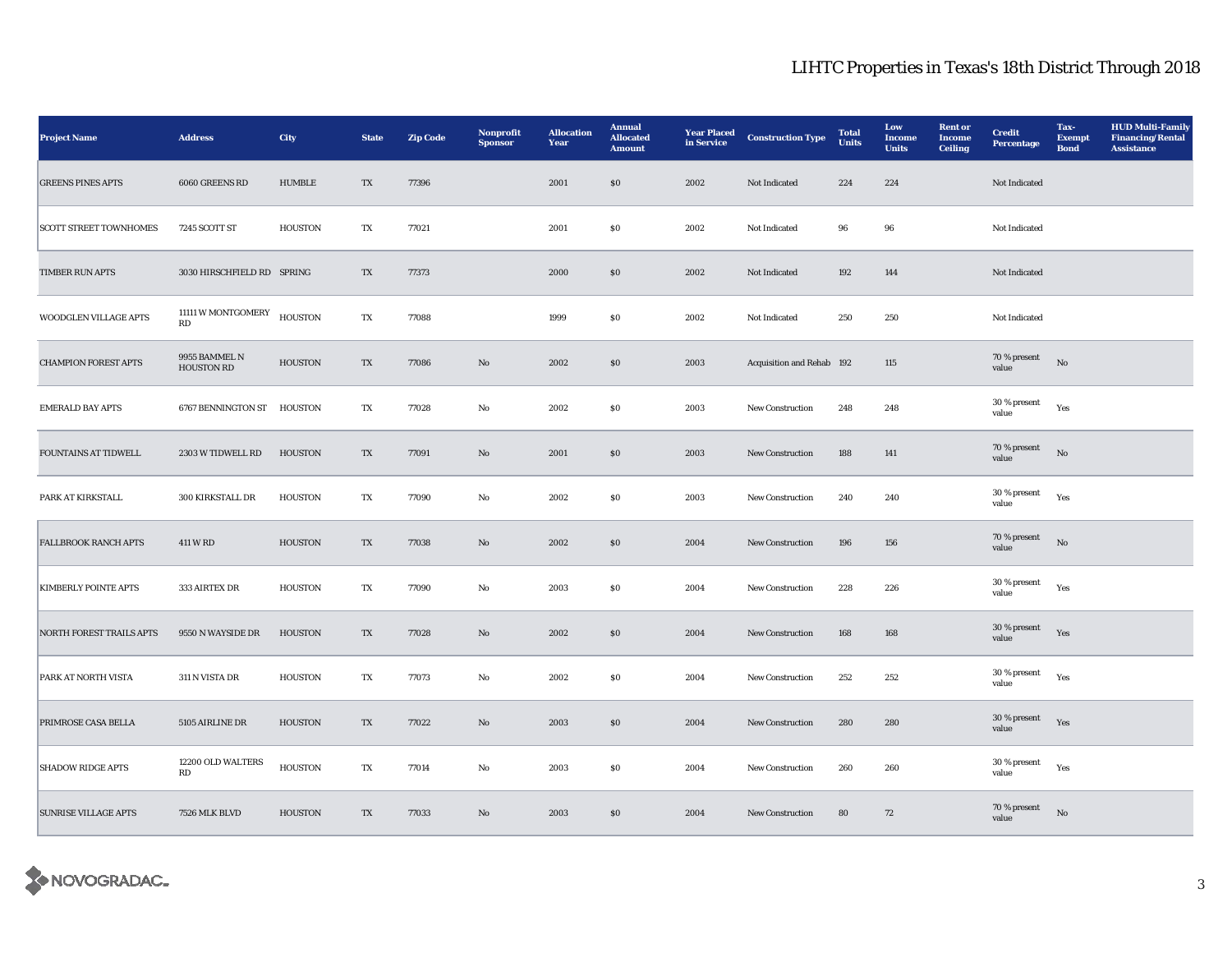# LIHTC Properties in Texas's 18th District Through 2018

| Project Name | Address | City | State | Zip Code | Nonprofit Sponsor | Allocation Year | Annual Allocated Amount | Year Placed in Service | Construction Type | Total Units | Low Income Units | Rent or Income Ceiling | Credit Percentage | Tax-Exempt Bond | HUD Multi-Family Financing/Rental Assistance |
|---|---|---|---|---|---|---|---|---|---|---|---|---|---|---|---|
| GREENS PINES APTS | 6060 GREENS RD | HUMBLE | TX | 77396 | | 2001 | $0 | 2002 | Not Indicated | 224 | 224 | | Not Indicated | | |
| SCOTT STREET TOWNHOMES | 7245 SCOTT ST | HOUSTON | TX | 77021 | | 2001 | $0 | 2002 | Not Indicated | 96 | 96 | | Not Indicated | | |
| TIMBER RUN APTS | 3030 HIRSCHFIELD RD | SPRING | TX | 77373 | | 2000 | $0 | 2002 | Not Indicated | 192 | 144 | | Not Indicated | | |
| WOODGLEN VILLAGE APTS | 11111 W MONTGOMERY RD | HOUSTON | TX | 77088 | | 1999 | $0 | 2002 | Not Indicated | 250 | 250 | | Not Indicated | | |
| CHAMPION FOREST APTS | 9955 BAMMEL N HOUSTON RD | HOUSTON | TX | 77086 | No | 2002 | $0 | 2003 | Acquisition and Rehab | 192 | 115 | | 70 % present value | No | |
| EMERALD BAY APTS | 6767 BENNINGTON ST | HOUSTON | TX | 77028 | No | 2002 | $0 | 2003 | New Construction | 248 | 248 | | 30 % present value | Yes | |
| FOUNTAINS AT TIDWELL | 2303 W TIDWELL RD | HOUSTON | TX | 77091 | No | 2001 | $0 | 2003 | New Construction | 188 | 141 | | 70 % present value | No | |
| PARK AT KIRKSTALL | 300 KIRKSTALL DR | HOUSTON | TX | 77090 | No | 2002 | $0 | 2003 | New Construction | 240 | 240 | | 30 % present value | Yes | |
| FALLBROOK RANCH APTS | 411 W RD | HOUSTON | TX | 77038 | No | 2002 | $0 | 2004 | New Construction | 196 | 156 | | 70 % present value | No | |
| KIMBERLY POINTE APTS | 333 AIRTEX DR | HOUSTON | TX | 77090 | No | 2003 | $0 | 2004 | New Construction | 228 | 226 | | 30 % present value | Yes | |
| NORTH FOREST TRAILS APTS | 9550 N WAYSIDE DR | HOUSTON | TX | 77028 | No | 2002 | $0 | 2004 | New Construction | 168 | 168 | | 30 % present value | Yes | |
| PARK AT NORTH VISTA | 311 N VISTA DR | HOUSTON | TX | 77073 | No | 2002 | $0 | 2004 | New Construction | 252 | 252 | | 30 % present value | Yes | |
| PRIMROSE CASA BELLA | 5105 AIRLINE DR | HOUSTON | TX | 77022 | No | 2003 | $0 | 2004 | New Construction | 280 | 280 | | 30 % present value | Yes | |
| SHADOW RIDGE APTS | 12200 OLD WALTERS RD | HOUSTON | TX | 77014 | No | 2003 | $0 | 2004 | New Construction | 260 | 260 | | 30 % present value | Yes | |
| SUNRISE VILLAGE APTS | 7526 MLK BLVD | HOUSTON | TX | 77033 | No | 2003 | $0 | 2004 | New Construction | 80 | 72 | | 70 % present value | No | |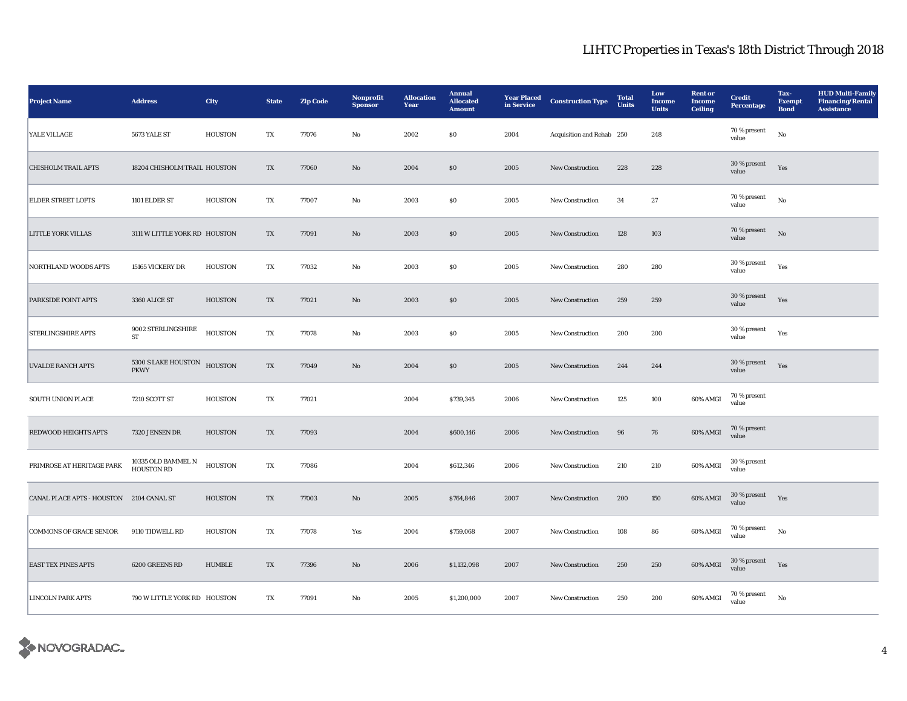## LIHTC Properties in Texas's 18th District Through 2018

| Project Name | Address | City | State | Zip Code | Nonprofit Sponsor | Allocation Year | Annual Allocated Amount | Year Placed in Service | Construction Type | Total Units | Low Income Units | Rent or Income Ceiling | Credit Percentage | Tax-Exempt Bond | HUD Multi-Family Financing/Rental Assistance |
|---|---|---|---|---|---|---|---|---|---|---|---|---|---|---|---|
| YALE VILLAGE | 5673 YALE ST | HOUSTON | TX | 77076 | No | 2002 | $0 | 2004 | Acquisition and Rehab | 250 | 248 | | 70 % present value | No | |
| CHISHOLM TRAIL APTS | 18204 CHISHOLM TRAIL | HOUSTON | TX | 77060 | No | 2004 | $0 | 2005 | New Construction | 228 | 228 | | 30 % present value | Yes | |
| ELDER STREET LOFTS | 1101 ELDER ST | HOUSTON | TX | 77007 | No | 2003 | $0 | 2005 | New Construction | 34 | 27 | | 70 % present value | No | |
| LITTLE YORK VILLAS | 3111 W LITTLE YORK RD | HOUSTON | TX | 77091 | No | 2003 | $0 | 2005 | New Construction | 128 | 103 | | 70 % present value | No | |
| NORTHLAND WOODS APTS | 15165 VICKERY DR | HOUSTON | TX | 77032 | No | 2003 | $0 | 2005 | New Construction | 280 | 280 | | 30 % present value | Yes | |
| PARKSIDE POINT APTS | 3360 ALICE ST | HOUSTON | TX | 77021 | No | 2003 | $0 | 2005 | New Construction | 259 | 259 | | 30 % present value | Yes | |
| STERLINGSHIRE APTS | 9002 STERLINGSHIRE ST | HOUSTON | TX | 77078 | No | 2003 | $0 | 2005 | New Construction | 200 | 200 | | 30 % present value | Yes | |
| UVALDE RANCH APTS | 5300 S LAKE HOUSTON PKWY | HOUSTON | TX | 77049 | No | 2004 | $0 | 2005 | New Construction | 244 | 244 | | 30 % present value | Yes | |
| SOUTH UNION PLACE | 7210 SCOTT ST | HOUSTON | TX | 77021 | | 2004 | $739,345 | 2006 | New Construction | 125 | 100 | 60% AMGI | 70 % present value | | |
| REDWOOD HEIGHTS APTS | 7320 JENSEN DR | HOUSTON | TX | 77093 | | 2004 | $600,146 | 2006 | New Construction | 96 | 76 | 60% AMGI | 70 % present value | | |
| PRIMROSE AT HERITAGE PARK | 10335 OLD BAMMEL N HOUSTON RD | HOUSTON | TX | 77086 | | 2004 | $612,346 | 2006 | New Construction | 210 | 210 | 60% AMGI | 30 % present value | | |
| CANAL PLACE APTS - HOUSTON | 2104 CANAL ST | HOUSTON | TX | 77003 | No | 2005 | $764,846 | 2007 | New Construction | 200 | 150 | 60% AMGI | 30 % present value | Yes | |
| COMMONS OF GRACE SENIOR | 9110 TIDWELL RD | HOUSTON | TX | 77078 | Yes | 2004 | $759,068 | 2007 | New Construction | 108 | 86 | 60% AMGI | 70 % present value | No | |
| EAST TEX PINES APTS | 6200 GREENS RD | HUMBLE | TX | 77396 | No | 2006 | $1,132,098 | 2007 | New Construction | 250 | 250 | 60% AMGI | 30 % present value | Yes | |
| LINCOLN PARK APTS | 790 W LITTLE YORK RD | HOUSTON | TX | 77091 | No | 2005 | $1,200,000 | 2007 | New Construction | 250 | 200 | 60% AMGI | 70 % present value | No | |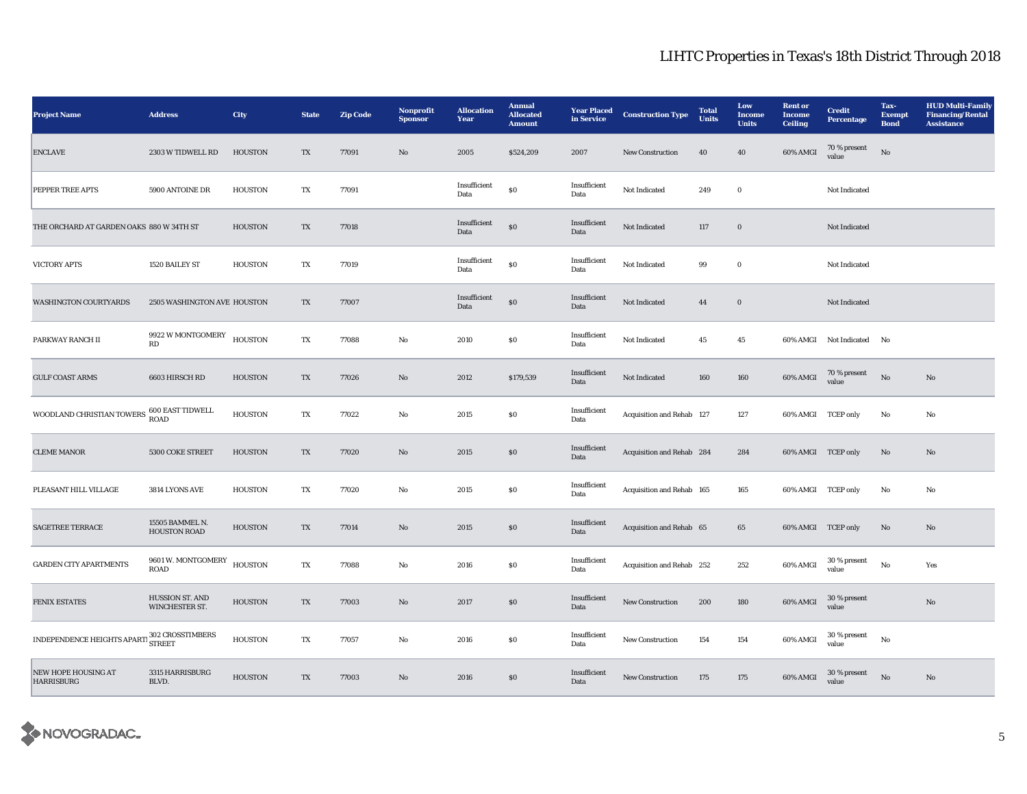# LIHTC Properties in Texas's 18th District Through 2018

| Project Name | Address | City | State | Zip Code | Nonprofit Sponsor | Allocation Year | Annual Allocated Amount | Year Placed in Service | Construction Type | Total Units | Low Income Units | Rent or Income Ceiling | Credit Percentage | Tax-Exempt Bond | HUD Multi-Family Financing/Rental Assistance |
|---|---|---|---|---|---|---|---|---|---|---|---|---|---|---|---|
| ENCLAVE | 2303 W TIDWELL RD | HOUSTON | TX | 77091 | No | 2005 | $524,209 | 2007 | New Construction | 40 | 40 | 60% AMGI | 70 % present value | No | |
| PEPPER TREE APTS | 5900 ANTOINE DR | HOUSTON | TX | 77091 | | Insufficient Data | $0 | Insufficient Data | Not Indicated | 249 | 0 | | Not Indicated | | |
| THE ORCHARD AT GARDEN OAKS | 880 W 34TH ST | HOUSTON | TX | 77018 | | Insufficient Data | $0 | Insufficient Data | Not Indicated | 117 | 0 | | Not Indicated | | |
| VICTORY APTS | 1520 BAILEY ST | HOUSTON | TX | 77019 | | Insufficient Data | $0 | Insufficient Data | Not Indicated | 99 | 0 | | Not Indicated | | |
| WASHINGTON COURTYARDS | 2505 WASHINGTON AVE | HOUSTON | TX | 77007 | | Insufficient Data | $0 | Insufficient Data | Not Indicated | 44 | 0 | | Not Indicated | | |
| PARKWAY RANCH II | 9922 W MONTGOMERY RD | HOUSTON | TX | 77088 | No | 2010 | $0 | Insufficient Data | Not Indicated | 45 | 45 | 60% AMGI | Not Indicated | No | |
| GULF COAST ARMS | 6603 HIRSCH RD | HOUSTON | TX | 77026 | No | 2012 | $179,539 | Insufficient Data | Not Indicated | 160 | 160 | 60% AMGI | 70 % present value | No | No |
| WOODLAND CHRISTIAN TOWERS | 600 EAST TIDWELL ROAD | HOUSTON | TX | 77022 | No | 2015 | $0 | Insufficient Data | Acquisition and Rehab | 127 | 127 | 60% AMGI | TCEP only | No | No |
| CLEME MANOR | 5300 COKE STREET | HOUSTON | TX | 77020 | No | 2015 | $0 | Insufficient Data | Acquisition and Rehab | 284 | 284 | 60% AMGI | TCEP only | No | No |
| PLEASANT HILL VILLAGE | 3814 LYONS AVE | HOUSTON | TX | 77020 | No | 2015 | $0 | Insufficient Data | Acquisition and Rehab | 165 | 165 | 60% AMGI | TCEP only | No | No |
| SAGETREE TERRACE | 15505 BAMMEL N. HOUSTON ROAD | HOUSTON | TX | 77014 | No | 2015 | $0 | Insufficient Data | Acquisition and Rehab | 65 | 65 | 60% AMGI | TCEP only | No | No |
| GARDEN CITY APARTMENTS | 9601 W. MONTGOMERY ROAD | HOUSTON | TX | 77088 | No | 2016 | $0 | Insufficient Data | Acquisition and Rehab | 252 | 252 | 60% AMGI | 30 % present value | No | Yes |
| FENIX ESTATES | HUSSION ST. AND WINCHESTER ST. | HOUSTON | TX | 77003 | No | 2017 | $0 | Insufficient Data | New Construction | 200 | 180 | 60% AMGI | 30 % present value | | No |
| INDEPENDENCE HEIGHTS APARTI | 302 CROSSTIMBERS STREET | HOUSTON | TX | 77057 | No | 2016 | $0 | Insufficient Data | New Construction | 154 | 154 | 60% AMGI | 30 % present value | No | |
| NEW HOPE HOUSING AT HARRISBURG | 3315 HARRISBURG BLVD. | HOUSTON | TX | 77003 | No | 2016 | $0 | Insufficient Data | New Construction | 175 | 175 | 60% AMGI | 30 % present value | No | No |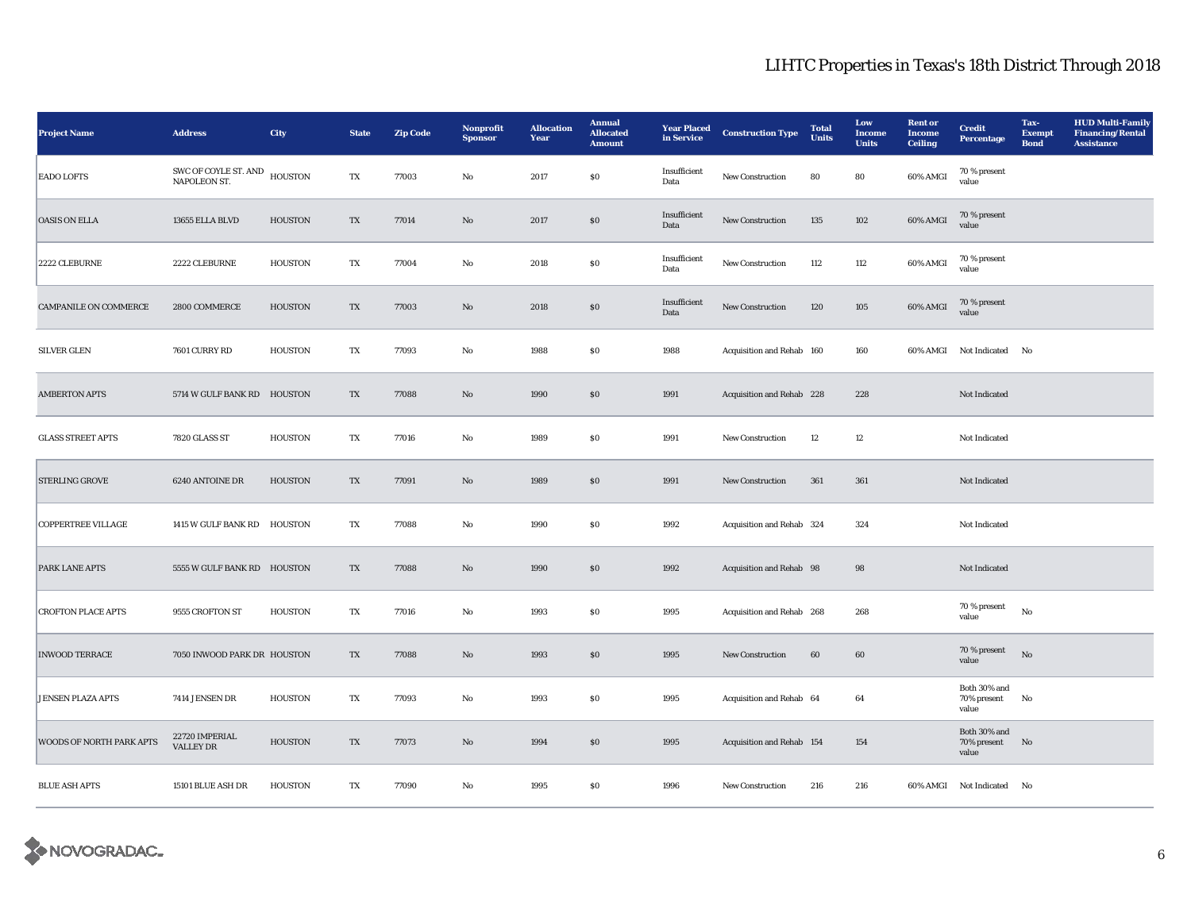# LIHTC Properties in Texas's 18th District Through 2018

| Project Name | Address | City | State | Zip Code | Nonprofit Sponsor | Allocation Year | Annual Allocated Amount | Year Placed in Service | Construction Type | Total Units | Low Income Units | Rent or Income Ceiling | Credit Percentage | Tax-Exempt Bond | HUD Multi-Family Financing/Rental Assistance |
|---|---|---|---|---|---|---|---|---|---|---|---|---|---|---|---|
| EADO LOFTS | SWC OF COYLE ST. AND NAPOLEON ST. | HOUSTON | TX | 77003 | No | 2017 | $0 | Insufficient Data | New Construction | 80 | 80 | 60% AMGI | 70 % present value | | |
| OASIS ON ELLA | 13655 ELLA BLVD | HOUSTON | TX | 77014 | No | 2017 | $0 | Insufficient Data | New Construction | 135 | 102 | 60% AMGI | 70 % present value | | |
| 2222 CLEBURNE | 2222 CLEBURNE | HOUSTON | TX | 77004 | No | 2018 | $0 | Insufficient Data | New Construction | 112 | 112 | 60% AMGI | 70 % present value | | |
| CAMPANILE ON COMMERCE | 2800 COMMERCE | HOUSTON | TX | 77003 | No | 2018 | $0 | Insufficient Data | New Construction | 120 | 105 | 60% AMGI | 70 % present value | | |
| SILVER GLEN | 7601 CURRY RD | HOUSTON | TX | 77093 | No | 1988 | $0 | 1988 | Acquisition and Rehab | 160 | 160 | 60% AMGI | Not Indicated | No | |
| AMBERTON APTS | 5714 W GULF BANK RD | HOUSTON | TX | 77088 | No | 1990 | $0 | 1991 | Acquisition and Rehab | 228 | 228 | | Not Indicated | | |
| GLASS STREET APTS | 7820 GLASS ST | HOUSTON | TX | 77016 | No | 1989 | $0 | 1991 | New Construction | 12 | 12 | | Not Indicated | | |
| STERLING GROVE | 6240 ANTOINE DR | HOUSTON | TX | 77091 | No | 1989 | $0 | 1991 | New Construction | 361 | 361 | | Not Indicated | | |
| COPPERTREE VILLAGE | 1415 W GULF BANK RD | HOUSTON | TX | 77088 | No | 1990 | $0 | 1992 | Acquisition and Rehab | 324 | 324 | | Not Indicated | | |
| PARK LANE APTS | 5555 W GULF BANK RD | HOUSTON | TX | 77088 | No | 1990 | $0 | 1992 | Acquisition and Rehab | 98 | 98 | | Not Indicated | | |
| CROFTON PLACE APTS | 9555 CROFTON ST | HOUSTON | TX | 77016 | No | 1993 | $0 | 1995 | Acquisition and Rehab | 268 | 268 | | 70 % present value | No | |
| INWOOD TERRACE | 7050 INWOOD PARK DR | HOUSTON | TX | 77088 | No | 1993 | $0 | 1995 | New Construction | 60 | 60 | | 70 % present value | No | |
| JENSEN PLAZA APTS | 7414 JENSEN DR | HOUSTON | TX | 77093 | No | 1993 | $0 | 1995 | Acquisition and Rehab | 64 | 64 | | Both 30% and 70% present value | No | |
| WOODS OF NORTH PARK APTS | 22720 IMPERIAL VALLEY DR | HOUSTON | TX | 77073 | No | 1994 | $0 | 1995 | Acquisition and Rehab | 154 | 154 | | Both 30% and 70% present value | No | |
| BLUE ASH APTS | 15101 BLUE ASH DR | HOUSTON | TX | 77090 | No | 1995 | $0 | 1996 | New Construction | 216 | 216 | 60% AMGI | Not Indicated | No | |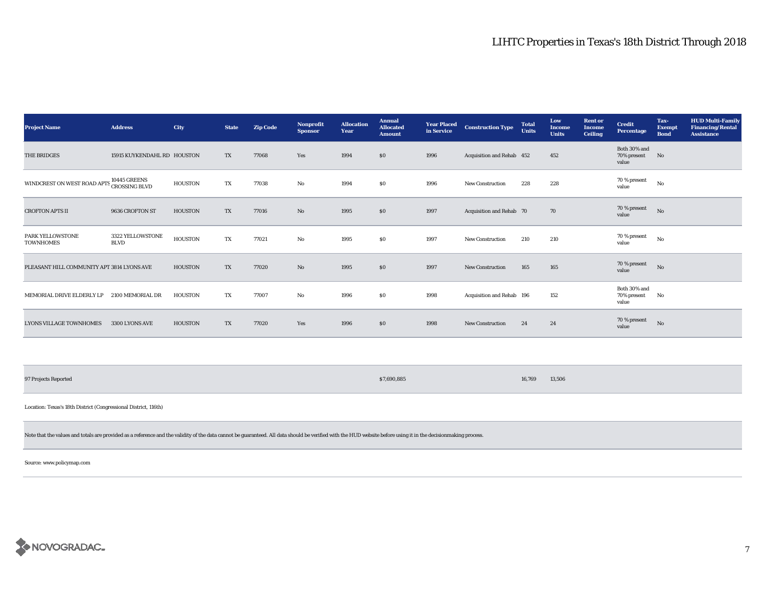# LIHTC Properties in Texas's 18th District Through 2018

| Project Name | Address | City | State | Zip Code | Nonprofit Sponsor | Allocation Year | Annual Allocated Amount | Year Placed in Service | Construction Type | Total Units | Low Income Units | Rent or Income Ceiling | Credit Percentage | Tax-Exempt Bond | HUD Multi-Family Financing/Rental Assistance |
|---|---|---|---|---|---|---|---|---|---|---|---|---|---|---|---|
| THE BRIDGES | 15915 KUYKENDAHL RD | HOUSTON | TX | 77068 | Yes | 1994 | $0 | 1996 | Acquisition and Rehab | 452 | 452 | | Both 30% and 70% present value | No | |
| WINDCREST ON WEST ROAD APTS | 10445 GREENS CROSSING BLVD | HOUSTON | TX | 77038 | No | 1994 | $0 | 1996 | New Construction | 228 | 228 | | 70 % present value | No | |
| CROFTON APTS II | 9636 CROFTON ST | HOUSTON | TX | 77016 | No | 1995 | $0 | 1997 | Acquisition and Rehab | 70 | 70 | | 70 % present value | No | |
| PARK YELLOWSTONE TOWNHOMES | 3322 YELLOWSTONE BLVD | HOUSTON | TX | 77021 | No | 1995 | $0 | 1997 | New Construction | 210 | 210 | | 70 % present value | No | |
| PLEASANT HILL COMMUNITY APT | 3814 LYONS AVE | HOUSTON | TX | 77020 | No | 1995 | $0 | 1997 | New Construction | 165 | 165 | | 70 % present value | No | |
| MEMORIAL DRIVE ELDERLY LP | 2100 MEMORIAL DR | HOUSTON | TX | 77007 | No | 1996 | $0 | 1998 | Acquisition and Rehab | 196 | 152 | | Both 30% and 70% present value | No | |
| LYONS VILLAGE TOWNHOMES | 3300 LYONS AVE | HOUSTON | TX | 77020 | Yes | 1996 | $0 | 1998 | New Construction | 24 | 24 | | 70 % present value | No | |
| 97 Projects Reported | | | | | | | $7,690,885 | | | 16,769 | 13,506 | | | | |

Location: Texas's 18th District (Congressional District, 116th)

Note that the values and totals are provided as a reference and the validity of the data cannot be guaranteed. All data should be verified with the HUD website before using it in the decisionmaking process.

Source: www.policymap.com